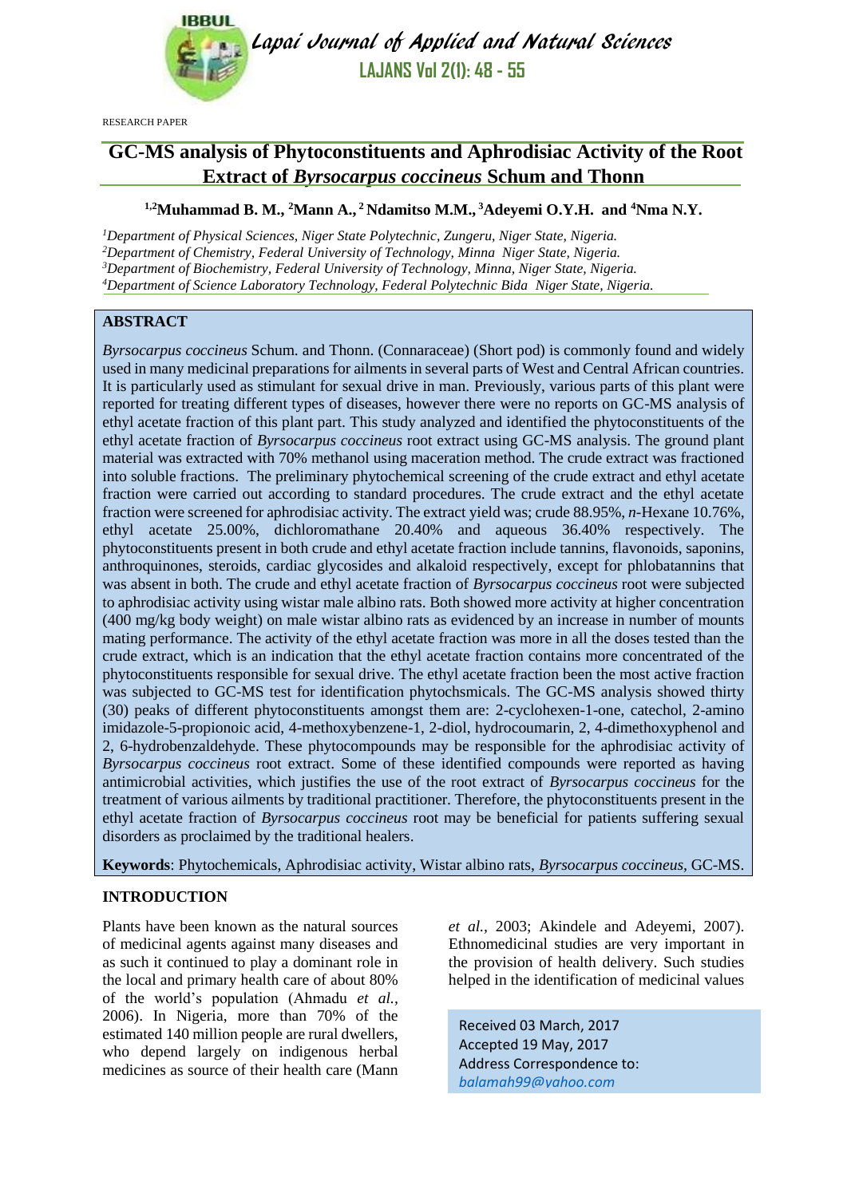RESEARCH PAPER

# GC-MS analysis of Phytoconstituents and Aphrodisiac Activity of the Root Extract of *Byrsocarpus coccineus* Schum and Thonn

**[1,2]Muhammad B. M., [2]Mann A., [2]Ndamitso M.M., [3]Adeyemi O.Y.H. and [4]Nma N.Y.**

*[1]Department of Physical Sciences, Niger State Polytechnic, Zungeru, Niger State, Nigeria.*
*[2]Department of Chemistry, Federal University of Technology, Minna Niger State, Nigeria.*
*[3]Department of Biochemistry, Federal University of Technology, Minna, Niger State, Nigeria.*
*[4]Department of Science Laboratory Technology, Federal Polytechnic Bida Niger State, Nigeria.*

## ABSTRACT

*Byrsocarpus coccineus* Schum. and Thonn. (Connaraceae) (Short pod) is commonly found and widely used in many medicinal preparations for ailments in several parts of West and Central African countries. It is particularly used as stimulant for sexual drive in man. Previously, various parts of this plant were reported for treating different types of diseases, however there were no reports on GC-MS analysis of ethyl acetate fraction of this plant part. This study analyzed and identified the phytoconstituents of the ethyl acetate fraction of *Byrsocarpus coccineus* root extract using GC-MS analysis. The ground plant material was extracted with 70% methanol using maceration method. The crude extract was fractioned into soluble fractions. The preliminary phytochemical screening of the crude extract and ethyl acetate fraction were carried out according to standard procedures. The crude extract and the ethyl acetate fraction were screened for aphrodisiac activity. The extract yield was; crude 88.95%, *n*-Hexane 10.76%, ethyl acetate 25.00%, dichloromathane 20.40% and aqueous 36.40% respectively. The phytoconstituents present in both crude and ethyl acetate fraction include tannins, flavonoids, saponins, anthroquinones, steroids, cardiac glycosides and alkaloid respectively, except for phlobatannins that was absent in both. The crude and ethyl acetate fraction of *Byrsocarpus coccineus* root were subjected to aphrodisiac activity using wistar male albino rats. Both showed more activity at higher concentration (400 mg/kg body weight) on male wistar albino rats as evidenced by an increase in number of mounts mating performance. The activity of the ethyl acetate fraction was more in all the doses tested than the crude extract, which is an indication that the ethyl acetate fraction contains more concentrated of the phytoconstituents responsible for sexual drive. The ethyl acetate fraction been the most active fraction was subjected to GC-MS test for identification phytochsmicals. The GC-MS analysis showed thirty (30) peaks of different phytoconstituents amongst them are: 2-cyclohexen-1-one, catechol, 2-amino imidazole-5-propionoic acid, 4-methoxybenzene-1, 2-diol, hydrocoumarin, 2, 4-dimethoxyphenol and 2, 6-hydrobenzaldehyde. These phytocompounds may be responsible for the aphrodisiac activity of *Byrsocarpus coccineus* root extract. Some of these identified compounds were reported as having antimicrobial activities, which justifies the use of the root extract of *Byrsocarpus coccineus* for the treatment of various ailments by traditional practitioner. Therefore, the phytoconstituents present in the ethyl acetate fraction of *Byrsocarpus coccineus* root may be beneficial for patients suffering sexual disorders as proclaimed by the traditional healers.

**Keywords**: Phytochemicals, Aphrodisiac activity, Wistar albino rats, *Byrsocarpus coccineus*, GC-MS.

## INTRODUCTION

Plants have been known as the natural sources of medicinal agents against many diseases and as such it continued to play a dominant role in the local and primary health care of about 80% of the world's population (Ahmadu *et al.,* 2006). In Nigeria, more than 70% of the estimated 140 million people are rural dwellers, who depend largely on indigenous herbal medicines as source of their health care (Mann *et al.,* 2003; Akindele and Adeyemi, 2007). Ethnomedicinal studies are very important in the provision of health delivery. Such studies helped in the identification of medicinal values

Received 03 March, 2017
Accepted 19 May, 2017
Address Correspondence to:
*balamah99@yahoo.com*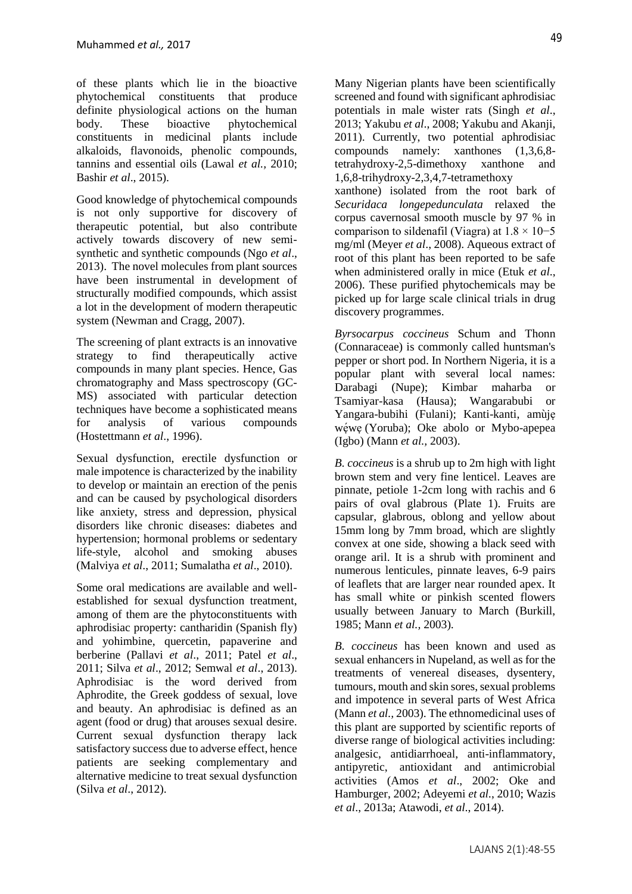of these plants which lie in the bioactive phytochemical constituents that produce definite physiological actions on the human body. These bioactive phytochemical constituents in medicinal plants include alkaloids, flavonoids, phenolic compounds, tannins and essential oils (Lawal *et al.,* 2010; Bashir *et al*., 2015).

Good knowledge of phytochemical compounds is not only supportive for discovery of therapeutic potential, but also contribute actively towards discovery of new semi-synthetic and synthetic compounds (Ngo *et al*., 2013). The novel molecules from plant sources have been instrumental in development of structurally modified compounds, which assist a lot in the development of modern therapeutic system (Newman and Cragg, 2007).

The screening of plant extracts is an innovative strategy to find therapeutically active compounds in many plant species. Hence, Gas chromatography and Mass spectroscopy (GC-MS) associated with particular detection techniques have become a sophisticated means for analysis of various compounds (Hostettmann *et al*., 1996).

Sexual dysfunction, erectile dysfunction or male impotence is characterized by the inability to develop or maintain an erection of the penis and can be caused by psychological disorders like anxiety, stress and depression, physical disorders like chronic diseases: diabetes and hypertension; hormonal problems or sedentary life-style, alcohol and smoking abuses (Malviya *et al*., 2011; Sumalatha *et al*., 2010).

Some oral medications are available and well-established for sexual dysfunction treatment, among of them are the phytoconstituents with aphrodisiac property: cantharidin (Spanish fly) and yohimbine, quercetin, papaverine and berberine (Pallavi *et al*., 2011; Patel *et al*., 2011; Silva *et al*., 2012; Semwal *et al*., 2013). Aphrodisiac is the word derived from Aphrodite, the Greek goddess of sexual, love and beauty. An aphrodisiac is defined as an agent (food or drug) that arouses sexual desire. Current sexual dysfunction therapy lack satisfactory success due to adverse effect, hence patients are seeking complementary and alternative medicine to treat sexual dysfunction (Silva *et al*., 2012).

Many Nigerian plants have been scientifically screened and found with significant aphrodisiac potentials in male wister rats (Singh *et al*., 2013; Yakubu *et al*., 2008; Yakubu and Akanji, 2011). Currently, two potential aphrodisiac compounds namely: xanthones (1,3,6,8-tetrahydroxy-2,5-dimethoxy xanthone and 1,6,8-trihydroxy-2,3,4,7-tetramethoxy xanthone) isolated from the root bark of *Securidaca longepedunculata* relaxed the corpus cavernosal smooth muscle by 97 % in comparison to sildenafil (Viagra) at $1.8 \times 10^{-5}$ mg/ml (Meyer *et al*., 2008). Aqueous extract of root of this plant has been reported to be safe when administered orally in mice (Etuk *et al*., 2006). These purified phytochemicals may be picked up for large scale clinical trials in drug discovery programmes.

*Byrsocarpus coccineus* Schum and Thonn (Connaraceae) is commonly called huntsman's pepper or short pod. In Northern Nigeria, it is a popular plant with several local names: Darabagi (Nupe); Kimbar maharba or Tsamiyar-kasa (Hausa); Wangarabubi or Yangara-bubihi (Fulani); Kanti-kanti, amùjẹ wẹ́wẹ (Yoruba); Oke abolo or Mybo-apepea (Igbo) (Mann *et al.,* 2003).

*B. coccineus* is a shrub up to 2m high with light brown stem and very fine lenticel. Leaves are pinnate, petiole 1-2cm long with rachis and 6 pairs of oval glabrous (Plate 1). Fruits are capsular, glabrous, oblong and yellow about 15mm long by 7mm broad, which are slightly convex at one side, showing a black seed with orange aril. It is a shrub with prominent and numerous lenticules, pinnate leaves, 6-9 pairs of leaflets that are larger near rounded apex. It has small white or pinkish scented flowers usually between January to March (Burkill, 1985; Mann *et al.,* 2003).

*B. coccineus* has been known and used as sexual enhancers in Nupeland, as well as for the treatments of venereal diseases, dysentery, tumours, mouth and skin sores, sexual problems and impotence in several parts of West Africa (Mann *et al.,* 2003). The ethnomedicinal uses of this plant are supported by scientific reports of diverse range of biological activities including: analgesic, antidiarrhoeal, anti-inflammatory, antipyretic, antioxidant and antimicrobial activities (Amos *et al*., 2002; Oke and Hamburger, 2002; Adeyemi *et al*., 2010; Wazis *et al*., 2013a; Atawodi, *et al*., 2014).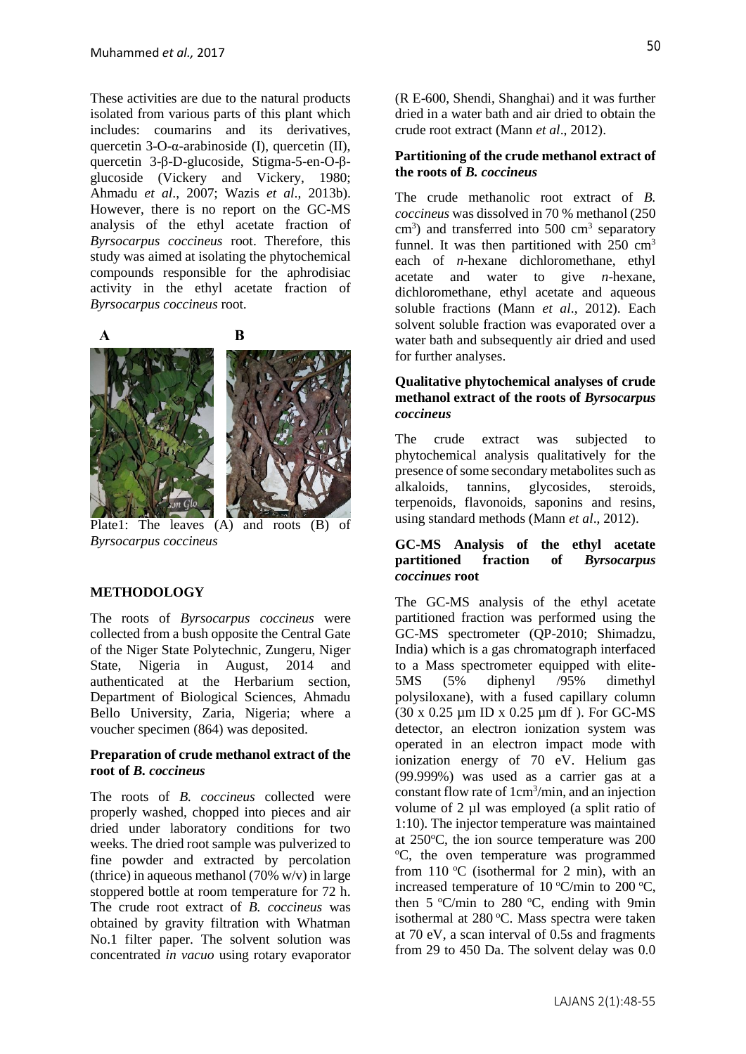These activities are due to the natural products isolated from various parts of this plant which includes: coumarins and its derivatives, quercetin 3-O-α-arabinoside (I), quercetin (II), quercetin 3-β-D-glucoside, Stigma-5-en-O-β-glucoside (Vickery and Vickery, 1980; Ahmadu *et al*., 2007; Wazis *et al*., 2013b). However, there is no report on the GC-MS analysis of the ethyl acetate fraction of *Byrsocarpus coccineus* root. Therefore, this study was aimed at isolating the phytochemical compounds responsible for the aphrodisiac activity in the ethyl acetate fraction of *Byrsocarpus coccineus* root.

Plate1: The leaves (A) and roots (B) of *Byrsocarpus coccineus*

## METHODOLOGY

The roots of *Byrsocarpus coccineus* were collected from a bush opposite the Central Gate of the Niger State Polytechnic, Zungeru, Niger State, Nigeria in August, 2014 and authenticated at the Herbarium section, Department of Biological Sciences, Ahmadu Bello University, Zaria, Nigeria; where a voucher specimen (864) was deposited.

### Preparation of crude methanol extract of the root of *B. coccineus*

The roots of *B. coccineus* collected were properly washed, chopped into pieces and air dried under laboratory conditions for two weeks. The dried root sample was pulverized to fine powder and extracted by percolation (thrice) in aqueous methanol (70% w/v) in large stoppered bottle at room temperature for 72 h. The crude root extract of *B. coccineus* was obtained by gravity filtration with Whatman No.1 filter paper. The solvent solution was concentrated *in vacuo* using rotary evaporator (R E-600, Shendi, Shanghai) and it was further dried in a water bath and air dried to obtain the crude root extract (Mann *et al*., 2012).

### Partitioning of the crude methanol extract of the roots of *B. coccineus*

The crude methanolic root extract of *B. coccineus* was dissolved in 70 % methanol (250 $cm^3$) and transferred into 500 $cm^3$ separatory funnel. It was then partitioned with 250 $cm^3$ each of *n*-hexane dichloromethane, ethyl acetate and water to give *n*-hexane, dichloromethane, ethyl acetate and aqueous soluble fractions (Mann *et al*., 2012). Each solvent soluble fraction was evaporated over a water bath and subsequently air dried and used for further analyses.

### Qualitative phytochemical analyses of crude methanol extract of the roots of *Byrsocarpus coccineus*

The crude extract was subjected to phytochemical analysis qualitatively for the presence of some secondary metabolites such as alkaloids, tannins, glycosides, steroids, terpenoids, flavonoids, saponins and resins, using standard methods (Mann *et al*., 2012).

### GC-MS Analysis of the ethyl acetate partitioned fraction of *Byrsocarpus coccinues* root

The GC-MS analysis of the ethyl acetate partitioned fraction was performed using the GC-MS spectrometer (QP-2010; Shimadzu, India) which is a gas chromatograph interfaced to a Mass spectrometer equipped with elite-5MS (5% diphenyl /95% dimethyl polysiloxane), with a fused capillary column (30 x 0.25 µm ID x 0.25 µm df ). For GC-MS detector, an electron ionization system was operated in an electron impact mode with ionization energy of 70 eV. Helium gas (99.999%) was used as a carrier gas at a constant flow rate of 1$cm^3$/min, and an injection volume of 2 µl was employed (a split ratio of 1:10). The injector temperature was maintained at 250°C, the ion source temperature was 200 °C, the oven temperature was programmed from 110 °C (isothermal for 2 min), with an increased temperature of 10 °C/min to 200 °C, then 5 °C/min to 280 °C, ending with 9min isothermal at 280 °C. Mass spectra were taken at 70 eV, a scan interval of 0.5s and fragments from 29 to 450 Da. The solvent delay was 0.0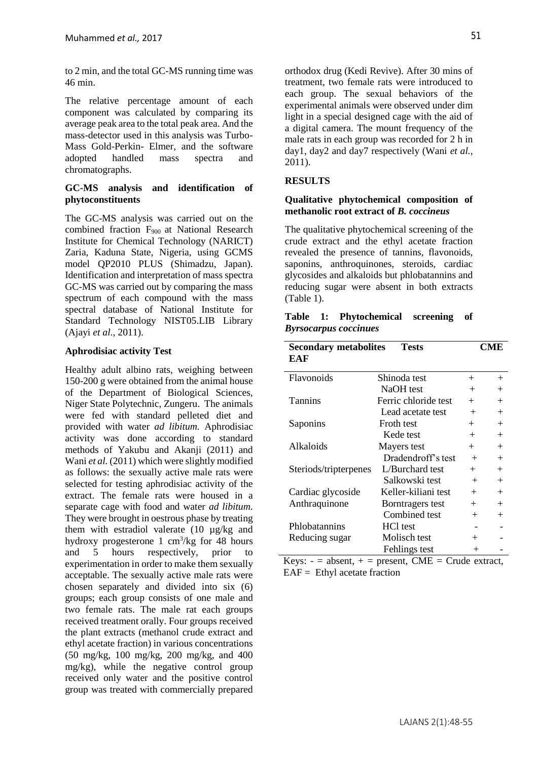to 2 min, and the total GC-MS running time was 46 min.

The relative percentage amount of each component was calculated by comparing its average peak area to the total peak area. And the mass-detector used in this analysis was Turbo-Mass Gold-Perkin- Elmer, and the software adopted handled mass spectra and chromatographs.

**GC-MS analysis and identification of phytoconstituents**

The GC-MS analysis was carried out on the combined fraction $F_{900}$ at National Research Institute for Chemical Technology (NARICT) Zaria, Kaduna State, Nigeria, using GCMS model QP2010 PLUS (Shimadzu, Japan). Identification and interpretation of mass spectra GC-MS was carried out by comparing the mass spectrum of each compound with the mass spectral database of National Institute for Standard Technology NIST05.LIB Library (Ajayi *et al*., 2011).

**Aphrodisiac activity Test**

Healthy adult albino rats, weighing between 150-200 g were obtained from the animal house of the Department of Biological Sciences, Niger State Polytechnic, Zungeru. The animals were fed with standard pelleted diet and provided with water *ad libitum.* Aphrodisiac activity was done according to standard methods of Yakubu and Akanji (2011) and Wani *et al.* (2011) which were slightly modified as follows: the sexually active male rats were selected for testing aphrodisiac activity of the extract. The female rats were housed in a separate cage with food and water *ad libitum.* They were brought in oestrous phase by treating them with estradiol valerate (10 µg/kg and hydroxy progesterone 1 $cm^3$/kg for 48 hours and 5 hours respectively, prior to experimentation in order to make them sexually acceptable. The sexually active male rats were chosen separately and divided into six (6) groups; each group consists of one male and two female rats. The male rat each groups received treatment orally. Four groups received the plant extracts (methanol crude extract and ethyl acetate fraction) in various concentrations (50 mg/kg, 100 mg/kg, 200 mg/kg, and 400 mg/kg), while the negative control group received only water and the positive control group was treated with commercially prepared orthodox drug (Kedi Revive). After 30 mins of treatment, two female rats were introduced to each group. The sexual behaviors of the experimental animals were observed under dim light in a special designed cage with the aid of a digital camera. The mount frequency of the male rats in each group was recorded for 2 h in day1, day2 and day7 respectively (Wani *et al.*, 2011).

## RESULTS

**Qualitative phytochemical composition of methanolic root extract of *B. coccineus***

The qualitative phytochemical screening of the crude extract and the ethyl acetate fraction revealed the presence of tannins, flavonoids, saponins, anthroquinones, steroids, cardiac glycosides and alkaloids but phlobatannins and reducing sugar were absent in both extracts (Table 1).

**Table 1: Phytochemical screening of *Byrsocarpus coccines***

| Secondary metabolites | Tests | CME | EAF |
|---|---|---|---|
| Flavonoids | Shinoda test | + | + |
| | NaOH test | + | + |
| Tannins | Ferric chloride test | + | + |
| | Lead acetate test | + | + |
| Saponins | Froth test | + | + |
| | Kede test | + | + |
| Alkaloids | Mayers test | + | + |
| | Dradendroff's test | + | + |
| Steriods/tripterpenes | L/Burchard test | + | + |
| | Salkowski test | + | + |
| Cardiac glycoside | Keller-kiliani test | + | + |
| Anthraquinone | Borntragers test | + | + |
| | Combined test | + | + |
| Phlobatannins | HCl test | - | - |
| Reducing sugar | Molisch test | + | - |
| | Fehlings test | + | - |

Keys: - = absent, + = present, CME = Crude extract, EAF = Ethyl acetate fraction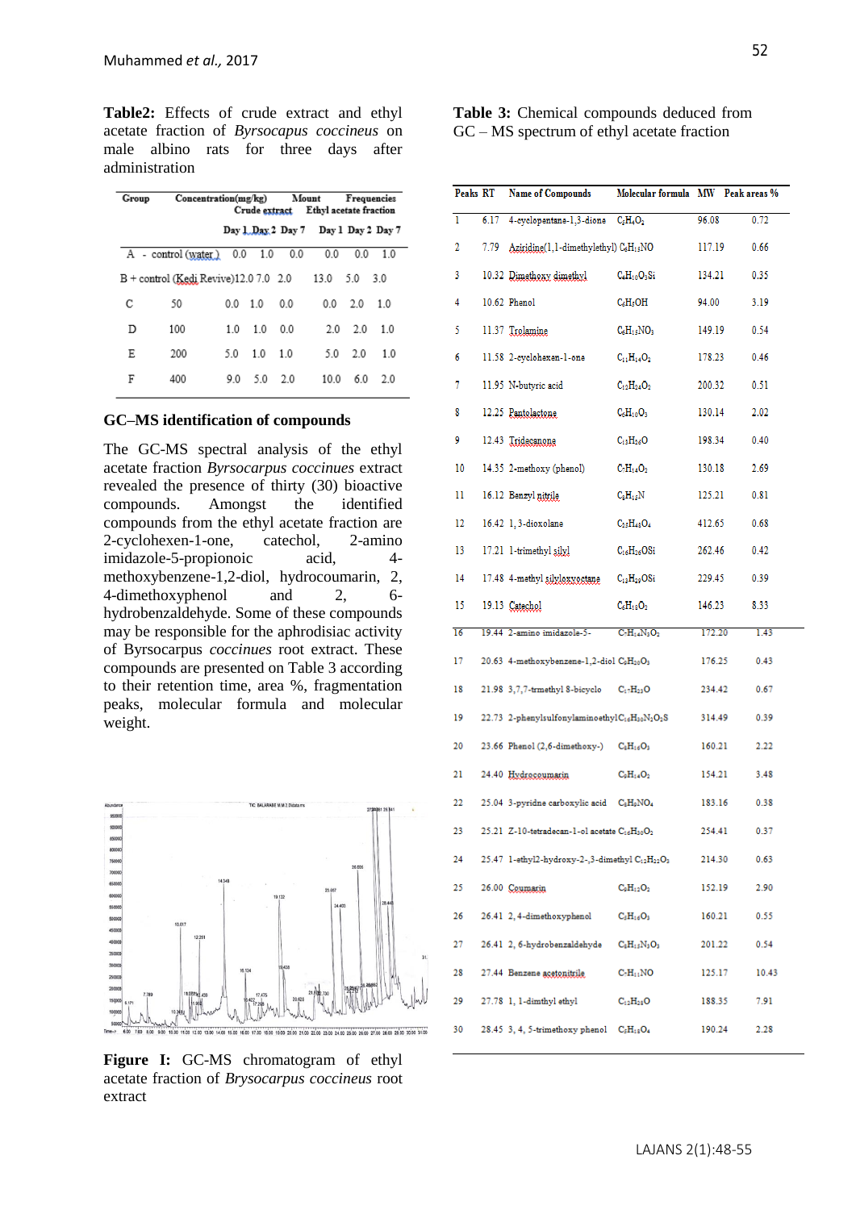**Table2:** Effects of crude extract and ethyl acetate fraction of *Byrsocapus coccineus* on male albino rats for three days after administration

| Group | Concentration(mg/kg) | Mount Frequencies | | | | | |
|---|---|---|---|---|---|---|---|
| | | Crude extract | | | Ethyl acetate fraction | | |
| | | Day 1 | Day 2 | Day 7 | Day 1 | Day 2 | Day 7 |
| A - control (water) | | 0.0 | 1.0 | 0.0 | 0.0 | 0.0 | 1.0 |
| B + control (Kedi Revive) | | 12.0 | 7.0 | 2.0 | 13.0 | 5.0 | 3.0 |
| C | 50 | 0.0 | 1.0 | 0.0 | 0.0 | 2.0 | 1.0 |
| D | 100 | 1.0 | 1.0 | 0.0 | 2.0 | 2.0 | 1.0 |
| E | 200 | 5.0 | 1.0 | 1.0 | 5.0 | 2.0 | 1.0 |
| F | 400 | 9.0 | 5.0 | 2.0 | 10.0 | 6.0 | 2.0 |

## GC–MS identification of compounds

The GC-MS spectral analysis of the ethyl acetate fraction *Byrsocarpus coccineus* extract revealed the presence of thirty (30) bioactive compounds. Amongst the identified compounds from the ethyl acetate fraction are 2-cyclohexen-1-one, catechol, 2-amino imidazole-5-propionoic acid, 4-methoxybenzene-1,2-diol, hydrocoumarin, 2, 4-dimethoxyphenol and 2, 6-hydrobenzaldehyde. Some of these compounds may be responsible for the aphrodisiac activity of Byrsocarpus *coccineus* root extract. These compounds are presented on Table 3 according to their retention time, area %, fragmentation peaks, molecular formula and molecular weight.

**Figure I:** GC-MS chromatogram of ethyl acetate fraction of *Brysocarpus coccineus* root extract

**Table 3:** Chemical compounds deduced from GC – MS spectrum of ethyl acetate fraction

| Peaks | RT | Name of Compounds | Molecular formula | MW | Peak areas % |
|---|---|---|---|---|---|
| 1 | 6.17 | 4-cyclopentane-1,3-dione | $C_5H_4O_2$ | 96.08 | 0.72 |
| 2 | 7.79 | Aziridine(1,1-dimethylethyl) | $C_6H_{15}NO$ | 117.19 | 0.66 |
| 3 | 10.32 | Dimethoxy dimethyl | $C_4H_{10}O_2Si$ | 134.21 | 0.35 |
| 4 | 10.62 | Phenol | $C_6H_5OH$ | 94.00 | 3.19 |
| 5 | 11.37 | Trolamine | $C_6H_{15}NO_3$ | 149.19 | 0.54 |
| 6 | 11.58 | 2-cyclohexen-1-one | $C_{11}H_{14}O_2$ | 178.23 | 0.46 |
| 7 | 11.95 | N-butyric acid | $C_{12}H_{24}O_2$ | 200.32 | 0.51 |
| 8 | 12.25 | Pantolactone | $C_6H_{10}O_3$ | 130.14 | 2.02 |
| 9 | 12.43 | Tridecanone | $C_{13}H_{26}O$ | 198.34 | 0.40 |
| 10 | 14.35 | 2-methoxy (phenol) | $C_7H_{14}O_2$ | 130.18 | 2.69 |
| 11 | 16.12 | Benzyl nitrile | $C_8H_{15}N$ | 125.21 | 0.81 |
| 12 | 16.42 | 1,3-dioxolane | $C_{25}H_{48}O_4$ | 412.65 | 0.68 |
| 13 | 17.21 | 1-trimethyl silyl | $C_{16}H_{26}OSi$ | 262.46 | 0.42 |
| 14 | 17.48 | 4-methyl silyloxyoctane | $C_{12}H_{29}OSi$ | 229.45 | 0.39 |
| 15 | 19.13 | Catechol | $C_6H_{18}O_2$ | 146.23 | 8.33 |
| 16 | 19.44 | 2-amino imidazole-5- | $C_7H_{14}N_2O_2$ | 172.20 | 1.43 |
| 17 | 20.63 | 4-methoxybenzene-1,2-diol | $C_8H_{20}O_3$ | 176.25 | 0.43 |
| 18 | 21.98 | 3,7,7-trmethyl 8-bicyclo | $C_{17}H_{22}O$ | 234.42 | 0.67 |
| 19 | 22.73 | 2-phenylsulfonylaminoethyl | $C_{16}H_{30}N_2O_2S$ | 314.49 | 0.39 |
| 20 | 23.66 | Phenol (2,6-dimethoxy-) | $C_8H_{16}O_3$ | 160.21 | 2.22 |
| 21 | 24.40 | Hydrocoumarin | $C_9H_{14}O_2$ | 154.21 | 3.48 |
| 22 | 25.04 | 3-pyridne carboxylic acid | $C_8H_9NO_4$ | 183.16 | 0.38 |
| 23 | 25.21 | Z-10-tetradecan-1-ol acetate | $C_{16}H_{30}O_2$ | 254.41 | 0.37 |
| 24 | 25.47 | 1-ethyl2-hydroxy-2-,3-dimethyl | $C_{12}H_{22}O_3$ | 214.30 | 0.63 |
| 25 | 26.00 | Coumarin | $C_9H_{12}O_2$ | 152.19 | 2.90 |
| 26 | 26.41 | 2,4-dimethoxyphenol | $C_8H_{16}O_3$ | 160.21 | 0.55 |
| 27 | 26.41 | 2,6-hydrobenzaldehyde | $C_8H_{12}N_2O_3$ | 201.22 | 0.54 |
| 28 | 27.44 | Benzene acetonitrile | $C_7H_{11}NO$ | 125.17 | 10.43 |
| 29 | 27.78 | 1,1-dimthyl ethyl | $C_{12}H_{28}O$ | 188.35 | 7.91 |
| 30 | 28.45 | 3,4,5-trimethoxy phenol | $C_9H_{18}O_4$ | 190.24 | 2.28 |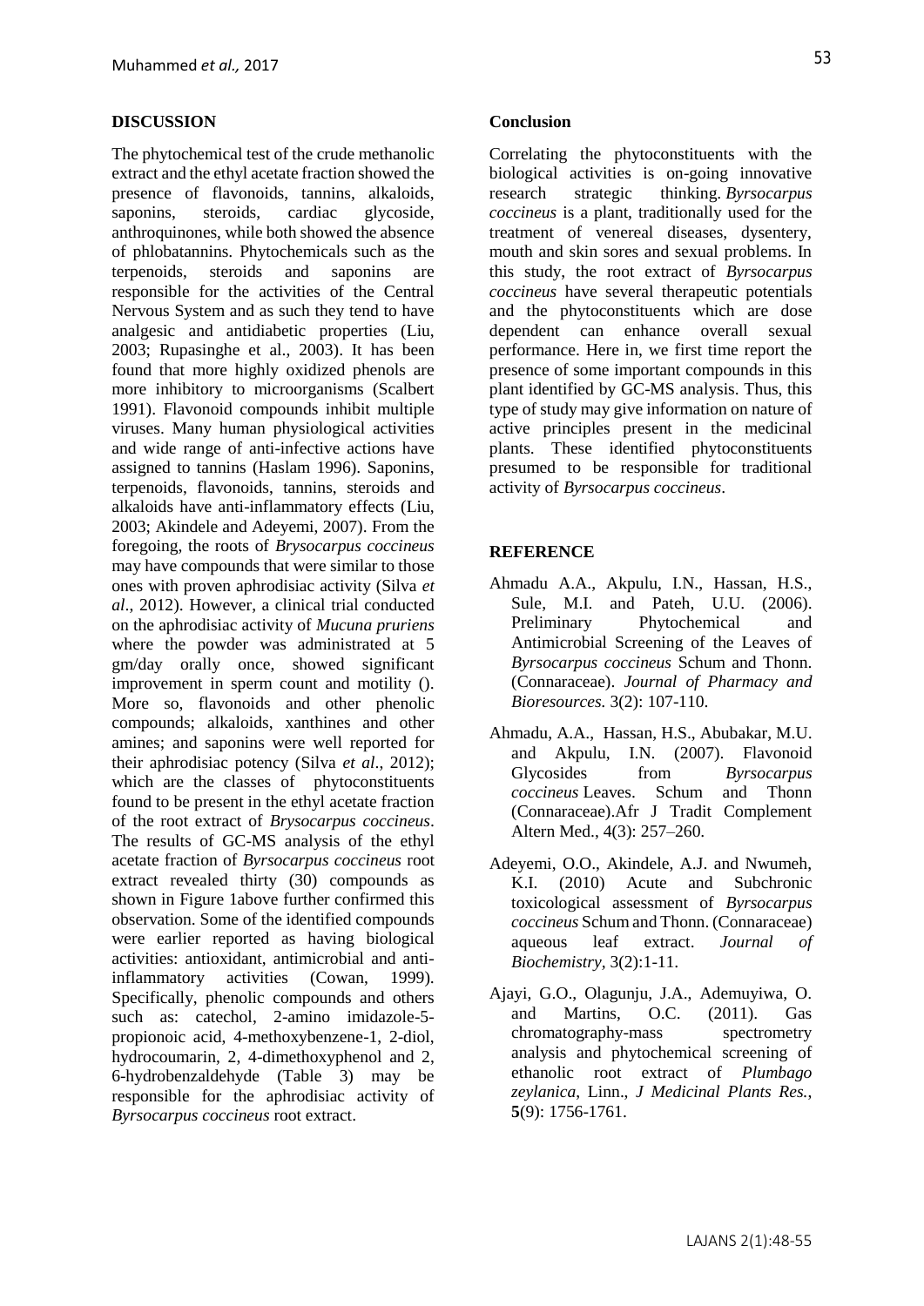## DISCUSSION

The phytochemical test of the crude methanolic extract and the ethyl acetate fraction showed the presence of flavonoids, tannins, alkaloids, saponins, steroids, cardiac glycoside, anthroquinones, while both showed the absence of phlobatannins. Phytochemicals such as the terpenoids, steroids and saponins are responsible for the activities of the Central Nervous System and as such they tend to have analgesic and antidiabetic properties (Liu, 2003; Rupasinghe et al., 2003). It has been found that more highly oxidized phenols are more inhibitory to microorganisms (Scalbert 1991). Flavonoid compounds inhibit multiple viruses. Many human physiological activities and wide range of anti-infective actions have assigned to tannins (Haslam 1996). Saponins, terpenoids, flavonoids, tannins, steroids and alkaloids have anti-inflammatory effects (Liu, 2003; Akindele and Adeyemi, 2007). From the foregoing, the roots of *Brysocarpus coccineus* may have compounds that were similar to those ones with proven aphrodisiac activity (Silva *et al*., 2012). However, a clinical trial conducted on the aphrodisiac activity of *Mucuna pruriens* where the powder was administrated at 5 gm/day orally once, showed significant improvement in sperm count and motility (). More so, flavonoids and other phenolic compounds; alkaloids, xanthines and other amines; and saponins were well reported for their aphrodisiac potency (Silva *et al*., 2012); which are the classes of phytoconstituents found to be present in the ethyl acetate fraction of the root extract of *Brysocarpus coccineus*. The results of GC-MS analysis of the ethyl acetate fraction of *Byrsocarpus coccineus* root extract revealed thirty (30) compounds as shown in Figure 1above further confirmed this observation. Some of the identified compounds were earlier reported as having biological activities: antioxidant, antimicrobial and anti-inflammatory activities (Cowan, 1999). Specifically, phenolic compounds and others such as: catechol, 2-amino imidazole-5-propionoic acid, 4-methoxybenzene-1, 2-diol, hydrocoumarin, 2, 4-dimethoxyphenol and 2, 6-hydrobenzaldehyde (Table 3) may be responsible for the aphrodisiac activity of *Byrsocarpus coccineus* root extract.

## Conclusion

Correlating the phytoconstituents with the biological activities is on-going innovative research strategic thinking. *Byrsocarpus coccineus* is a plant, traditionally used for the treatment of venereal diseases, dysentery, mouth and skin sores and sexual problems. In this study, the root extract of *Byrsocarpus coccineus* have several therapeutic potentials and the phytoconstituents which are dose dependent can enhance overall sexual performance. Here in, we first time report the presence of some important compounds in this plant identified by GC-MS analysis. Thus, this type of study may give information on nature of active principles present in the medicinal plants. These identified phytoconstituents presumed to be responsible for traditional activity of *Byrsocarpus coccineus*.

## REFERENCE

Ahmadu A.A., Akpulu, I.N., Hassan, H.S., Sule, M.I. and Pateh, U.U. (2006). Preliminary Phytochemical and Antimicrobial Screening of the Leaves of *Byrsocarpus coccineus* Schum and Thonn. (Connaraceae). *Journal of Pharmacy and Bioresources.* 3(2): 107-110.

Ahmadu, A.A., Hassan, H.S., Abubakar, M.U. and Akpulu, I.N. (2007). Flavonoid Glycosides from *Byrsocarpus coccineus* Leaves. Schum and Thonn (Connaraceae).Afr J Tradit Complement Altern Med., 4(3): 257–260.

Adeyemi, O.O., Akindele, A.J. and Nwumeh, K.I. (2010) Acute and Subchronic toxicological assessment of *Byrsocarpus coccineus* Schum and Thonn. (Connaraceae) aqueous leaf extract. *Journal of Biochemistry*, 3(2):1-11.

Ajayi, G.O., Olagunju, J.A., Ademuyiwa, O. and Martins, O.C. (2011). Gas chromatography-mass spectrometry analysis and phytochemical screening of ethanolic root extract of *Plumbago zeylanica*, Linn., *J Medicinal Plants Res.*, **5**(9): 1756-1761.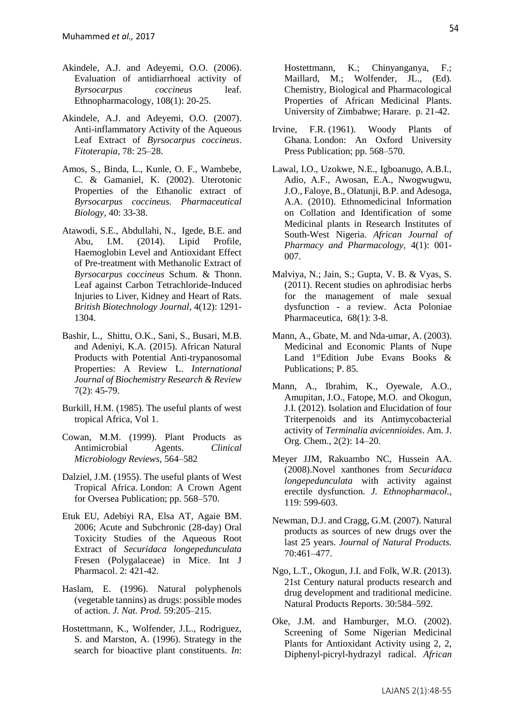Akindele, A.J. and Adeyemi, O.O. (2006). Evaluation of antidiarrhoeal activity of *Byrsocarpus coccineus* leaf. Ethnopharmacology, 108(1): 20-25.

Akindele, A.J. and Adeyemi, O.O. (2007). Anti-inflammatory Activity of the Aqueous Leaf Extract of *Byrsocarpus coccineus*. *Fitoterapia*, 78: 25–28.

Amos, S., Binda, L., Kunle, O. F., Wambebe, C. & Gamaniel, K. (2002). Uterotonic Properties of the Ethanolic extract of *Byrsocarpus coccineus*. *Pharmaceutical Biology,* 40: 33-38.

Atawodi, S.E., Abdullahi, N., Igede, B.E. and Abu, I.M. (2014). Lipid Profile, Haemoglobin Level and Antioxidant Effect of Pre-treatment with Methanolic Extract of *Byrsocarpus coccineus* Schum. & Thonn. Leaf against Carbon Tetrachloride-Induced Injuries to Liver, Kidney and Heart of Rats. *British Biotechnology Journal*, 4(12): 1291-1304.

Bashir, L., Shittu, O.K., Sani, S., Busari, M.B. and Adeniyi, K.A. (2015). African Natural Products with Potential Anti-trypanosomal Properties: A Review L. *International Journal of Biochemistry Research & Review* 7(2): 45-79.

Burkill, H.M. (1985). The useful plants of west tropical Africa, Vol 1.

Cowan, M.M. (1999). Plant Products as Antimicrobial Agents. *Clinical Microbiology Reviews*, 564–582

Dalziel, J.M. (1955). The useful plants of West Tropical Africa. London: A Crown Agent for Oversea Publication; pp. 568–570.

Etuk EU, Adebiyi RA, Elsa AT, Agaie BM. 2006; Acute and Subchronic (28-day) Oral Toxicity Studies of the Aqueous Root Extract of *Securidaca longepedunculata* Fresen (Polygalaceae) in Mice. Int J Pharmacol. 2: 421-42.

Haslam, E. (1996). Natural polyphenols (vegetable tannins) as drugs: possible modes of action. *J. Nat. Prod.* 59:205–215.

Hostettmann, K., Wolfender, J.L., Rodriguez, S. and Marston, A. (1996). Strategy in the search for bioactive plant constituents. *In*: Hostettmann, K.; Chinyanganya, F.; Maillard, M.; Wolfender, JL., (Ed). Chemistry, Biological and Pharmacological Properties of African Medicinal Plants. University of Zimbabwe; Harare. p. 21-42.

Irvine, F.R. (1961). Woody Plants of Ghana. London: An Oxford University Press Publication; pp. 568–570.

Lawal, I.O., Uzokwe, N.E., Igboanugo, A.B.I., Adio, A.F., Awosan, E.A., Nwogwugwu, J.O., Faloye, B., Olatunji, B.P. and Adesoga, A.A. (2010). Ethnomedicinal Information on Collation and Identification of some Medicinal plants in Research Institutes of South-West Nigeria. *African Journal of Pharmacy and Pharmacology,* 4(1): 001-007.

Malviya, N.; Jain, S.; Gupta, V. B. & Vyas, S. (2011). Recent studies on aphrodisiac herbs for the management of male sexual dysfunction - a review. Acta Poloniae Pharmaceutica, 68(1): 3-8.

Mann, A., Gbate, M. and Nda-umar, A. (2003). Medicinal and Economic Plants of Nupe Land 1st Edition Jube Evans Books & Publications; P. 85.

Mann, A., Ibrahim, K., Oyewale, A.O., Amupitan, J.O., Fatope, M.O. and Okogun, J.I. (2012). Isolation and Elucidation of four Triterpenoids and its Antimycobacterial activity of *Terminalia avicennioides*. Am. J. Org. Chem., 2(2): 14–20.

Meyer JJM, Rakuambo NC, Hussein AA. (2008).Novel xanthones from *Securidaca longepedunculata* with activity against erectile dysfunction. *J. Ethnopharmacol.*, 119: 599-603.

Newman, D.J. and Cragg, G.M. (2007). Natural products as sources of new drugs over the last 25 years. *Journal of Natural Products.* 70:461–477.

Ngo, L.T., Okogun, J.I. and Folk, W.R. (2013). 21st Century natural products research and drug development and traditional medicine. Natural Products Reports. 30:584–592.

Oke, J.M. and Hamburger, M.O. (2002). Screening of Some Nigerian Medicinal Plants for Antioxidant Activity using 2, 2, Diphenyl-picryl-hydrazyl radical. *African*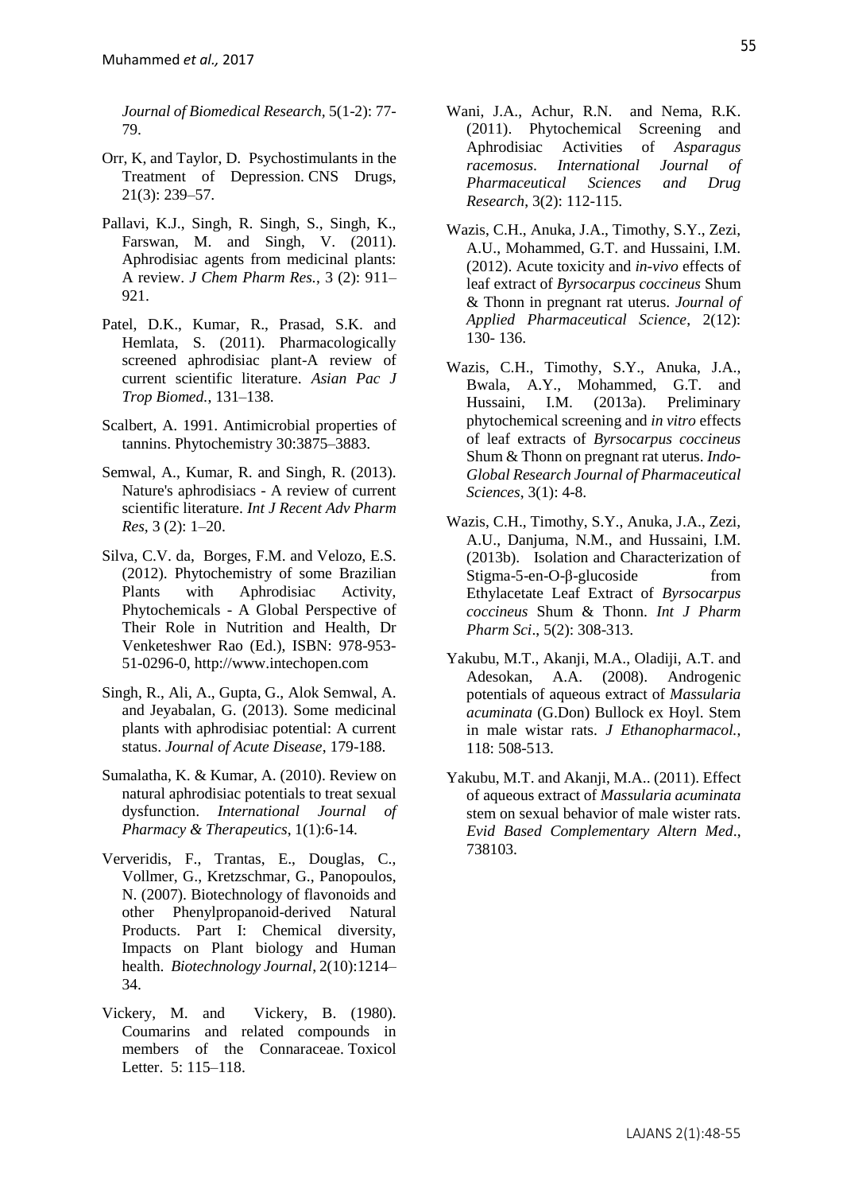*Journal of Biomedical Research*, 5(1-2): 77-79.

Orr, K, and Taylor, D. Psychostimulants in the Treatment of Depression. CNS Drugs, 21(3): 239–57.

Pallavi, K.J., Singh, R. Singh, S., Singh, K., Farswan, M. and Singh, V. (2011). Aphrodisiac agents from medicinal plants: A review. *J Chem Pharm Res.*, 3 (2): 911–921.

Patel, D.K., Kumar, R., Prasad, S.K. and Hemlata, S. (2011). Pharmacologically screened aphrodisiac plant-A review of current scientific literature. *Asian Pac J Trop Biomed.*, 131–138.

Scalbert, A. 1991. Antimicrobial properties of tannins. Phytochemistry 30:3875–3883.

Semwal, A., Kumar, R. and Singh, R. (2013). Nature's aphrodisiacs - A review of current scientific literature. *Int J Recent Adv Pharm Res*, 3 (2): 1–20.

Silva, C.V. da, Borges, F.M. and Velozo, E.S. (2012). Phytochemistry of some Brazilian Plants with Aphrodisiac Activity, Phytochemicals - A Global Perspective of Their Role in Nutrition and Health, Dr Venketeshwer Rao (Ed.), ISBN: 978-953-51-0296-0, http://www.intechopen.com

Singh, R., Ali, A., Gupta, G., Alok Semwal, A. and Jeyabalan, G. (2013). Some medicinal plants with aphrodisiac potential: A current status. *Journal of Acute Disease*, 179-188.

Sumalatha, K. & Kumar, A. (2010). Review on natural aphrodisiac potentials to treat sexual dysfunction. *International Journal of Pharmacy & Therapeutics*, 1(1):6-14.

Ververidis, F., Trantas, E., Douglas, C., Vollmer, G., Kretzschmar, G., Panopoulos, N. (2007). Biotechnology of flavonoids and other Phenylpropanoid-derived Natural Products. Part I: Chemical diversity, Impacts on Plant biology and Human health. *Biotechnology Journal*, 2(10):1214–34.

Vickery, M. and Vickery, B. (1980). Coumarins and related compounds in members of the Connaraceae. Toxicol Letter. 5: 115–118.

Wani, J.A., Achur, R.N. and Nema, R.K. (2011). Phytochemical Screening and Aphrodisiac Activities of *Asparagus racemosus*. *International Journal of Pharmaceutical Sciences and Drug Research*, 3(2): 112-115.

Wazis, C.H., Anuka, J.A., Timothy, S.Y., Zezi, A.U., Mohammed, G.T. and Hussaini, I.M. (2012). Acute toxicity and *in-vivo* effects of leaf extract of *Byrsocarpus coccineus* Shum & Thonn in pregnant rat uterus. *Journal of Applied Pharmaceutical Science*, 2(12): 130- 136.

Wazis, C.H., Timothy, S.Y., Anuka, J.A., Bwala, A.Y., Mohammed, G.T. and Hussaini, I.M. (2013a). Preliminary phytochemical screening and *in vitro* effects of leaf extracts of *Byrsocarpus coccineus* Shum & Thonn on pregnant rat uterus. *Indo-Global Research Journal of Pharmaceutical Sciences*, 3(1): 4-8.

Wazis, C.H., Timothy, S.Y., Anuka, J.A., Zezi, A.U., Danjuma, N.M., and Hussaini, I.M. (2013b). Isolation and Characterization of Stigma-5-en-O-β-glucoside from Ethylacetate Leaf Extract of *Byrsocarpus coccineus* Shum & Thonn. *Int J Pharm Pharm Sci*., 5(2): 308-313.

Yakubu, M.T., Akanji, M.A., Oladiji, A.T. and Adesokan, A.A. (2008). Androgenic potentials of aqueous extract of *Massularia acuminata* (G.Don) Bullock ex Hoyl. Stem in male wistar rats. *J Ethanopharmacol.*, 118: 508-513.

Yakubu, M.T. and Akanji, M.A.. (2011). Effect of aqueous extract of *Massularia acuminata* stem on sexual behavior of male wister rats. *Evid Based Complementary Altern Med*., 738103.